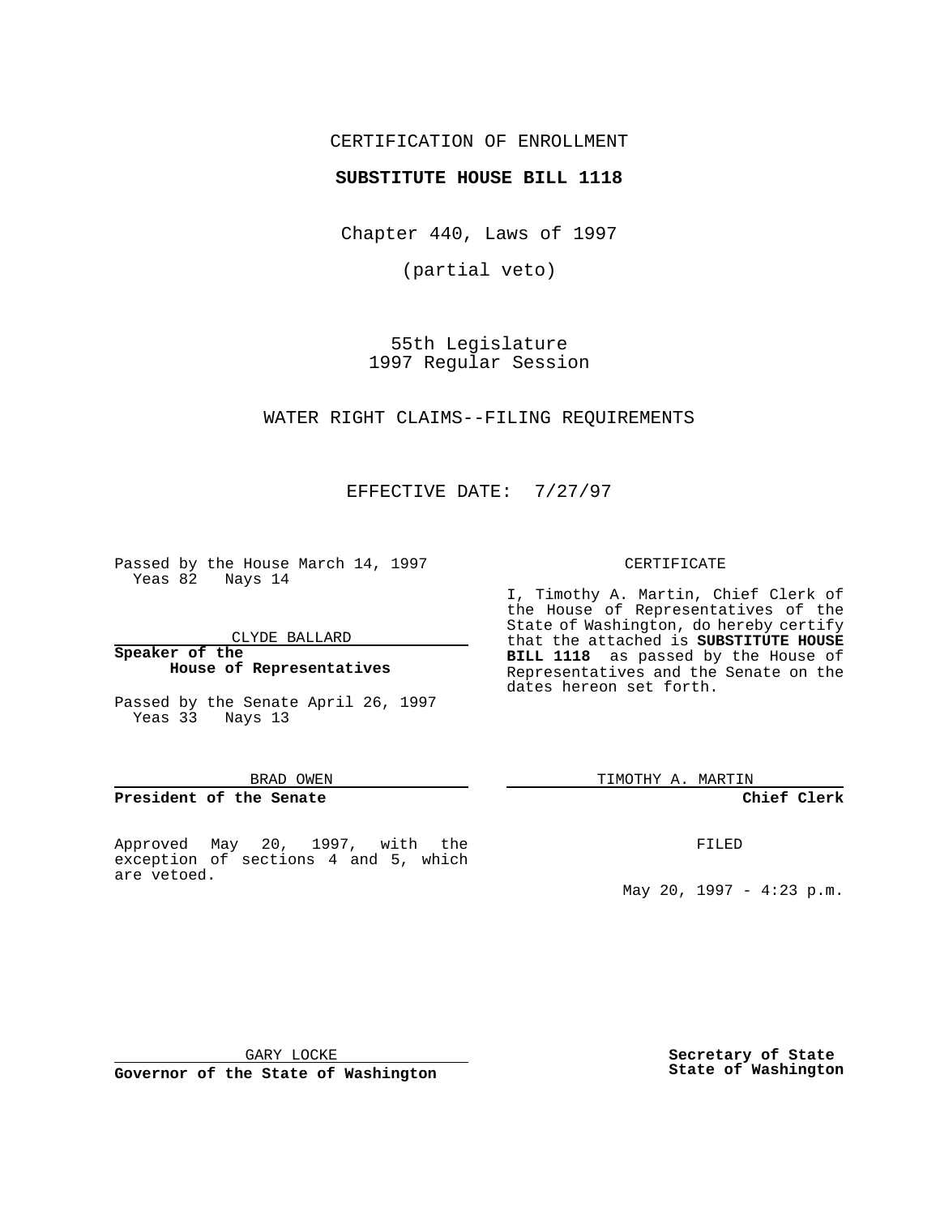CERTIFICATION OF ENROLLMENT

**SUBSTITUTE HOUSE BILL 1118**

Chapter 440, Laws of 1997

(partial veto)

55th Legislature
1997 Regular Session

WATER RIGHT CLAIMS--FILING REQUIREMENTS

EFFECTIVE DATE: 7/27/97

Passed by the House March 14, 1997
Yeas 82 Nays 14

CLYDE BALLARD

**Speaker of the House of Representatives**

Passed by the Senate April 26, 1997
Yeas 33 Nays 13

BRAD OWEN

**President of the Senate**

Approved May 20, 1997, with the exception of sections 4 and 5, which are vetoed.

GARY LOCKE

**Governor of the State of Washington**

CERTIFICATE

I, Timothy A. Martin, Chief Clerk of the House of Representatives of the State of Washington, do hereby certify that the attached is **SUBSTITUTE HOUSE BILL 1118** as passed by the House of Representatives and the Senate on the dates hereon set forth.

TIMOTHY A. MARTIN

**Chief Clerk**

FILED

May 20, 1997 - 4:23 p.m.

**Secretary of State**
**State of Washington**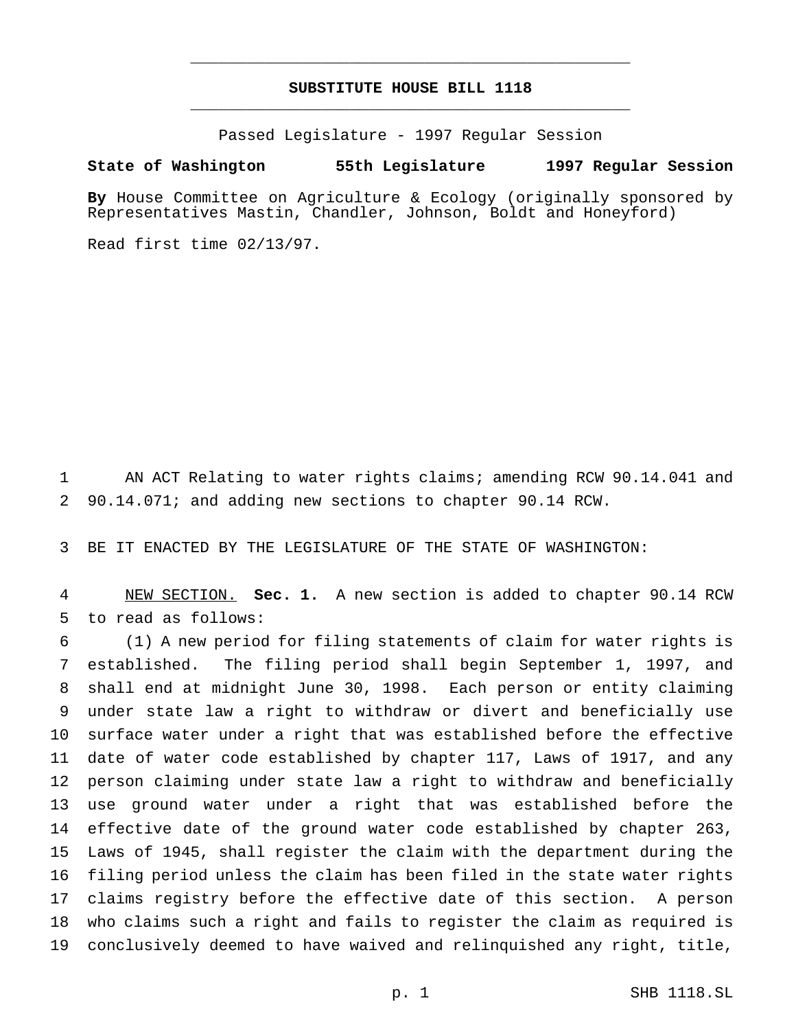# SUBSTITUTE HOUSE BILL 1118

Passed Legislature - 1997 Regular Session

**State of Washington 55th Legislature 1997 Regular Session**

**By** House Committee on Agriculture & Ecology (originally sponsored by Representatives Mastin, Chandler, Johnson, Boldt and Honeyford)

Read first time 02/13/97.

1 AN ACT Relating to water rights claims; amending RCW 90.14.041 and 2 90.14.071; and adding new sections to chapter 90.14 RCW.

3 BE IT ENACTED BY THE LEGISLATURE OF THE STATE OF WASHINGTON:

4 NEW SECTION. **Sec. 1.** A new section is added to chapter 90.14 RCW 5 to read as follows:

6 (1) A new period for filing statements of claim for water rights is 7 established. The filing period shall begin September 1, 1997, and 8 shall end at midnight June 30, 1998. Each person or entity claiming 9 under state law a right to withdraw or divert and beneficially use 10 surface water under a right that was established before the effective 11 date of water code established by chapter 117, Laws of 1917, and any 12 person claiming under state law a right to withdraw and beneficially 13 use ground water under a right that was established before the 14 effective date of the ground water code established by chapter 263, 15 Laws of 1945, shall register the claim with the department during the 16 filing period unless the claim has been filed in the state water rights 17 claims registry before the effective date of this section. A person 18 who claims such a right and fails to register the claim as required is 19 conclusively deemed to have waived and relinquished any right, title,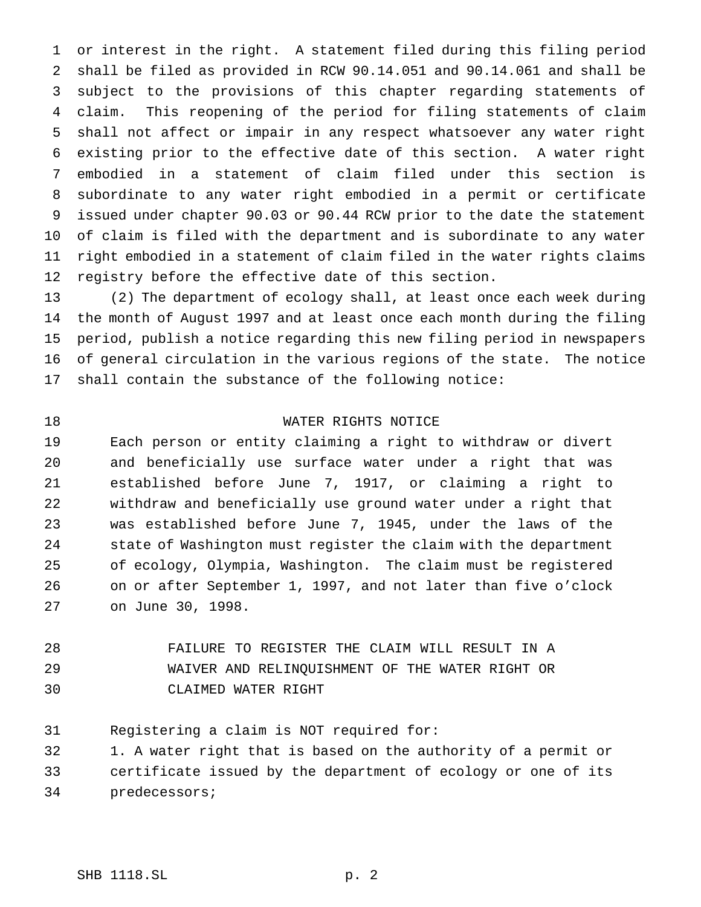or interest in the right. A statement filed during this filing period shall be filed as provided in RCW 90.14.051 and 90.14.061 and shall be subject to the provisions of this chapter regarding statements of claim. This reopening of the period for filing statements of claim shall not affect or impair in any respect whatsoever any water right existing prior to the effective date of this section. A water right embodied in a statement of claim filed under this section is subordinate to any water right embodied in a permit or certificate issued under chapter 90.03 or 90.44 RCW prior to the date the statement of claim is filed with the department and is subordinate to any water right embodied in a statement of claim filed in the water rights claims registry before the effective date of this section.

(2) The department of ecology shall, at least once each week during the month of August 1997 and at least once each month during the filing period, publish a notice regarding this new filing period in newspapers of general circulation in the various regions of the state. The notice shall contain the substance of the following notice:

WATER RIGHTS NOTICE

Each person or entity claiming a right to withdraw or divert and beneficially use surface water under a right that was established before June 7, 1917, or claiming a right to withdraw and beneficially use ground water under a right that was established before June 7, 1945, under the laws of the state of Washington must register the claim with the department of ecology, Olympia, Washington. The claim must be registered on or after September 1, 1997, and not later than five o'clock on June 30, 1998.

FAILURE TO REGISTER THE CLAIM WILL RESULT IN A WAIVER AND RELINQUISHMENT OF THE WATER RIGHT OR CLAIMED WATER RIGHT

Registering a claim is NOT required for:

1. A water right that is based on the authority of a permit or certificate issued by the department of ecology or one of its predecessors;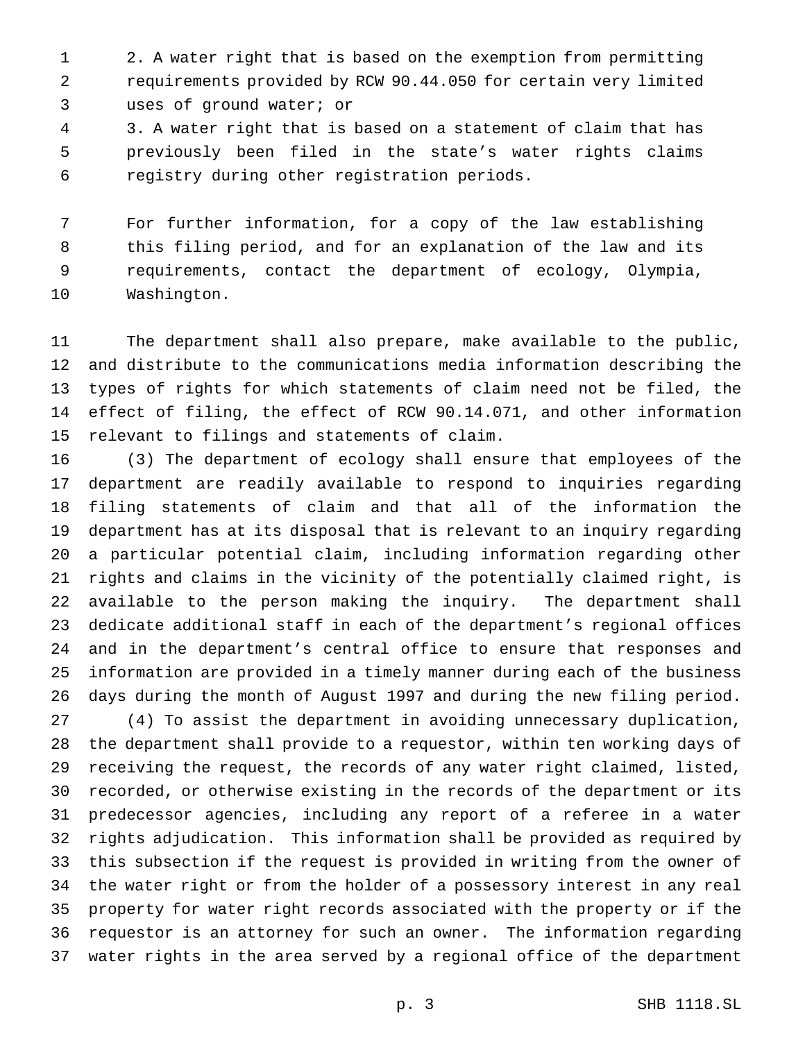2. A water right that is based on the exemption from permitting requirements provided by RCW 90.44.050 for certain very limited uses of ground water; or

3. A water right that is based on a statement of claim that has previously been filed in the state's water rights claims registry during other registration periods.

For further information, for a copy of the law establishing this filing period, and for an explanation of the law and its requirements, contact the department of ecology, Olympia, Washington.

The department shall also prepare, make available to the public, and distribute to the communications media information describing the types of rights for which statements of claim need not be filed, the effect of filing, the effect of RCW 90.14.071, and other information relevant to filings and statements of claim.

(3) The department of ecology shall ensure that employees of the department are readily available to respond to inquiries regarding filing statements of claim and that all of the information the department has at its disposal that is relevant to an inquiry regarding a particular potential claim, including information regarding other rights and claims in the vicinity of the potentially claimed right, is available to the person making the inquiry. The department shall dedicate additional staff in each of the department's regional offices and in the department's central office to ensure that responses and information are provided in a timely manner during each of the business days during the month of August 1997 and during the new filing period.

(4) To assist the department in avoiding unnecessary duplication, the department shall provide to a requestor, within ten working days of receiving the request, the records of any water right claimed, listed, recorded, or otherwise existing in the records of the department or its predecessor agencies, including any report of a referee in a water rights adjudication. This information shall be provided as required by this subsection if the request is provided in writing from the owner of the water right or from the holder of a possessory interest in any real property for water right records associated with the property or if the requestor is an attorney for such an owner. The information regarding water rights in the area served by a regional office of the department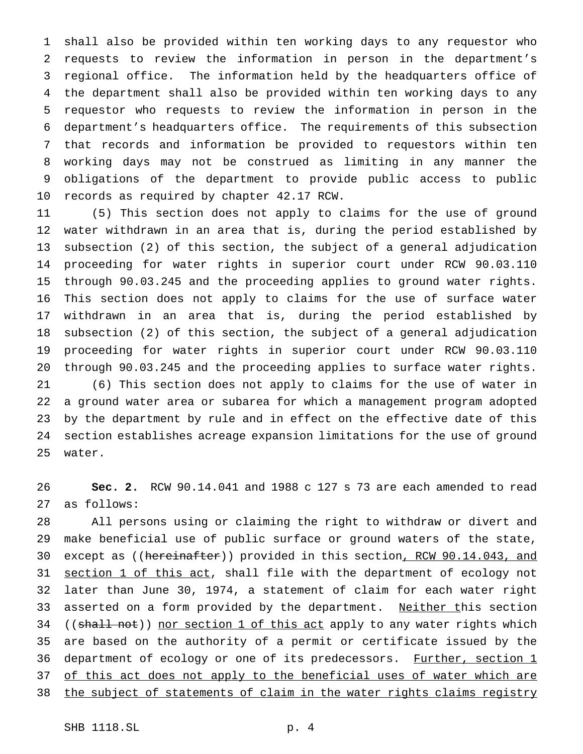shall also be provided within ten working days to any requestor who requests to review the information in person in the department's regional office. The information held by the headquarters office of the department shall also be provided within ten working days to any requestor who requests to review the information in person in the department's headquarters office. The requirements of this subsection that records and information be provided to requestors within ten working days may not be construed as limiting in any manner the obligations of the department to provide public access to public records as required by chapter 42.17 RCW.

(5) This section does not apply to claims for the use of ground water withdrawn in an area that is, during the period established by subsection (2) of this section, the subject of a general adjudication proceeding for water rights in superior court under RCW 90.03.110 through 90.03.245 and the proceeding applies to ground water rights. This section does not apply to claims for the use of surface water withdrawn in an area that is, during the period established by subsection (2) of this section, the subject of a general adjudication proceeding for water rights in superior court under RCW 90.03.110 through 90.03.245 and the proceeding applies to surface water rights.

(6) This section does not apply to claims for the use of water in a ground water area or subarea for which a management program adopted by the department by rule and in effect on the effective date of this section establishes acreage expansion limitations for the use of ground water.

**Sec. 2.** RCW 90.14.041 and 1988 c 127 s 73 are each amended to read as follows:

All persons using or claiming the right to withdraw or divert and make beneficial use of public surface or ground waters of the state, except as ((~~hereinafter~~)) provided in this section, RCW 90.14.043, and section 1 of this act, shall file with the department of ecology not later than June 30, 1974, a statement of claim for each water right asserted on a form provided by the department. Neither this section ((~~shall not~~)) nor section 1 of this act apply to any water rights which are based on the authority of a permit or certificate issued by the department of ecology or one of its predecessors. Further, section 1 of this act does not apply to the beneficial uses of water which are the subject of statements of claim in the water rights claims registry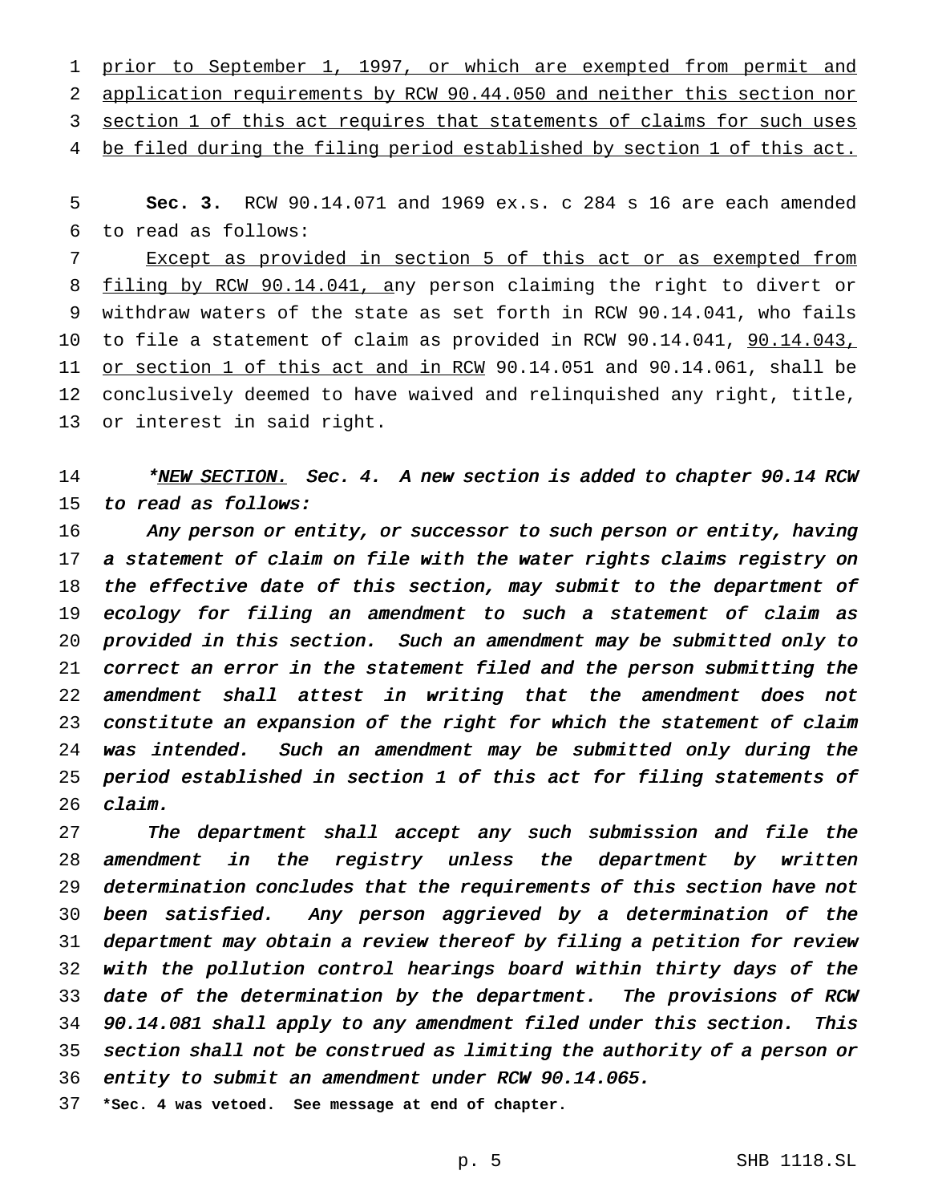prior to September 1, 1997, or which are exempted from permit and application requirements by RCW 90.44.050 and neither this section nor section 1 of this act requires that statements of claims for such uses be filed during the filing period established by section 1 of this act.

**Sec. 3.** RCW 90.14.071 and 1969 ex.s. c 284 s 16 are each amended to read as follows:

Except as provided in section 5 of this act or as exempted from filing by RCW 90.14.041, any person claiming the right to divert or withdraw waters of the state as set forth in RCW 90.14.041, who fails to file a statement of claim as provided in RCW 90.14.041, 90.14.043, or section 1 of this act and in RCW 90.14.051 and 90.14.061, shall be conclusively deemed to have waived and relinquished any right, title, or interest in said right.

*\*NEW SECTION. Sec. 4. A new section is added to chapter 90.14 RCW to read as follows:*

*Any person or entity, or successor to such person or entity, having a statement of claim on file with the water rights claims registry on the effective date of this section, may submit to the department of ecology for filing an amendment to such a statement of claim as provided in this section. Such an amendment may be submitted only to correct an error in the statement filed and the person submitting the amendment shall attest in writing that the amendment does not constitute an expansion of the right for which the statement of claim was intended. Such an amendment may be submitted only during the period established in section 1 of this act for filing statements of claim.*

*The department shall accept any such submission and file the amendment in the registry unless the department by written determination concludes that the requirements of this section have not been satisfied. Any person aggrieved by a determination of the department may obtain a review thereof by filing a petition for review with the pollution control hearings board within thirty days of the date of the determination by the department. The provisions of RCW 90.14.081 shall apply to any amendment filed under this section. This section shall not be construed as limiting the authority of a person or entity to submit an amendment under RCW 90.14.065.*

**\*Sec. 4 was vetoed. See message at end of chapter.**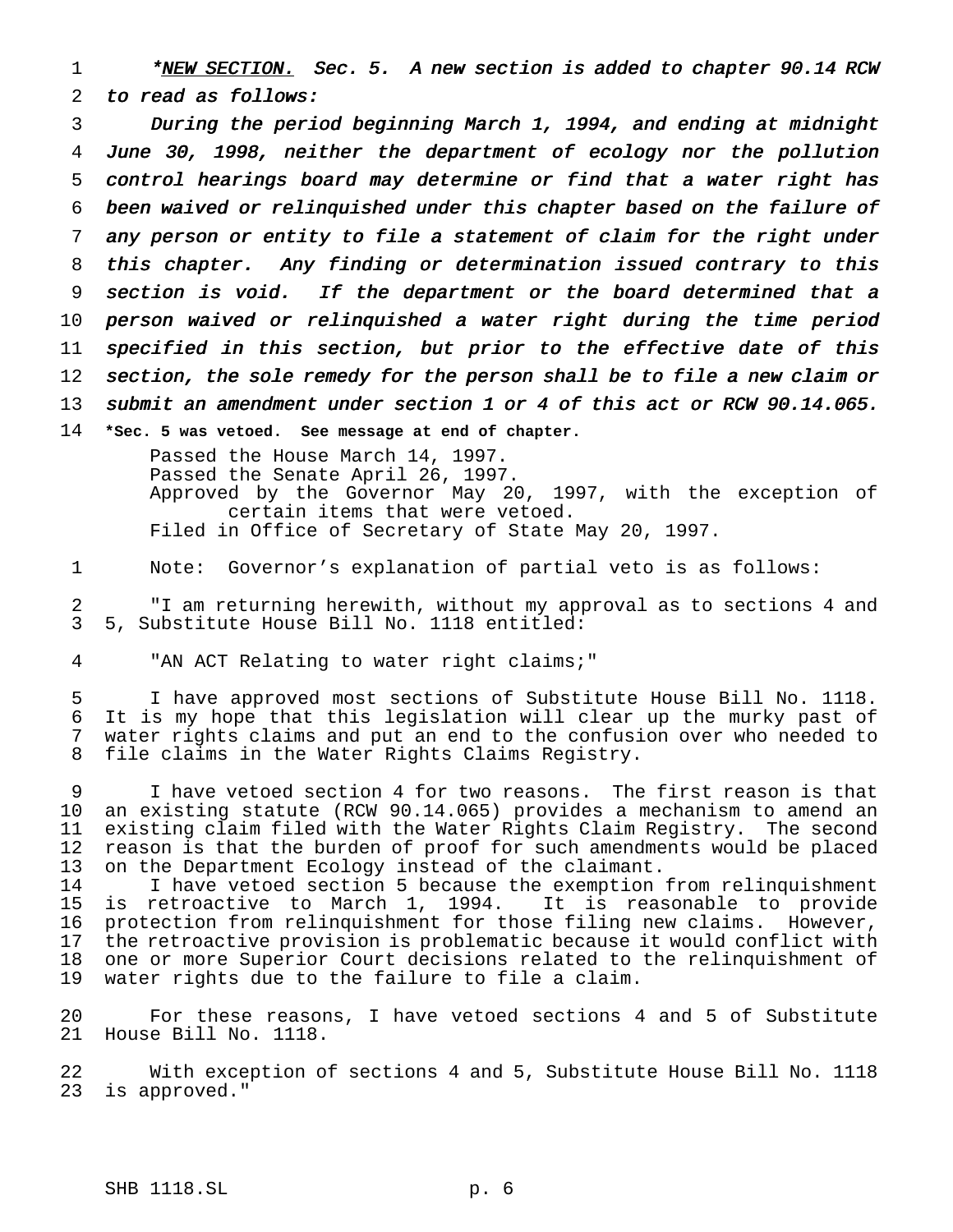*NEW SECTION. Sec. 5. A new section is added to chapter 90.14 RCW to read as follows:

*During the period beginning March 1, 1994, and ending at midnight June 30, 1998, neither the department of ecology nor the pollution control hearings board may determine or find that a water right has been waived or relinquished under this chapter based on the failure of any person or entity to file a statement of claim for the right under this chapter. Any finding or determination issued contrary to this section is void. If the department or the board determined that a person waived or relinquished a water right during the time period specified in this section, but prior to the effective date of this section, the sole remedy for the person shall be to file a new claim or submit an amendment under section 1 or 4 of this act or RCW 90.14.065.*

**\*Sec. 5 was vetoed. See message at end of chapter.**

Passed the House March 14, 1997.
Passed the Senate April 26, 1997.
Approved by the Governor May 20, 1997, with the exception of certain items that were vetoed.
Filed in Office of Secretary of State May 20, 1997.

Note: Governor's explanation of partial veto is as follows:

"I am returning herewith, without my approval as to sections 4 and 5, Substitute House Bill No. 1118 entitled:

"AN ACT Relating to water right claims;"

I have approved most sections of Substitute House Bill No. 1118. It is my hope that this legislation will clear up the murky past of water rights claims and put an end to the confusion over who needed to file claims in the Water Rights Claims Registry.

I have vetoed section 4 for two reasons. The first reason is that an existing statute (RCW 90.14.065) provides a mechanism to amend an existing claim filed with the Water Rights Claim Registry. The second reason is that the burden of proof for such amendments would be placed on the Department Ecology instead of the claimant.

I have vetoed section 5 because the exemption from relinquishment is retroactive to March 1, 1994. It is reasonable to provide protection from relinquishment for those filing new claims. However, the retroactive provision is problematic because it would conflict with one or more Superior Court decisions related to the relinquishment of water rights due to the failure to file a claim.

For these reasons, I have vetoed sections 4 and 5 of Substitute House Bill No. 1118.

With exception of sections 4 and 5, Substitute House Bill No. 1118 is approved."